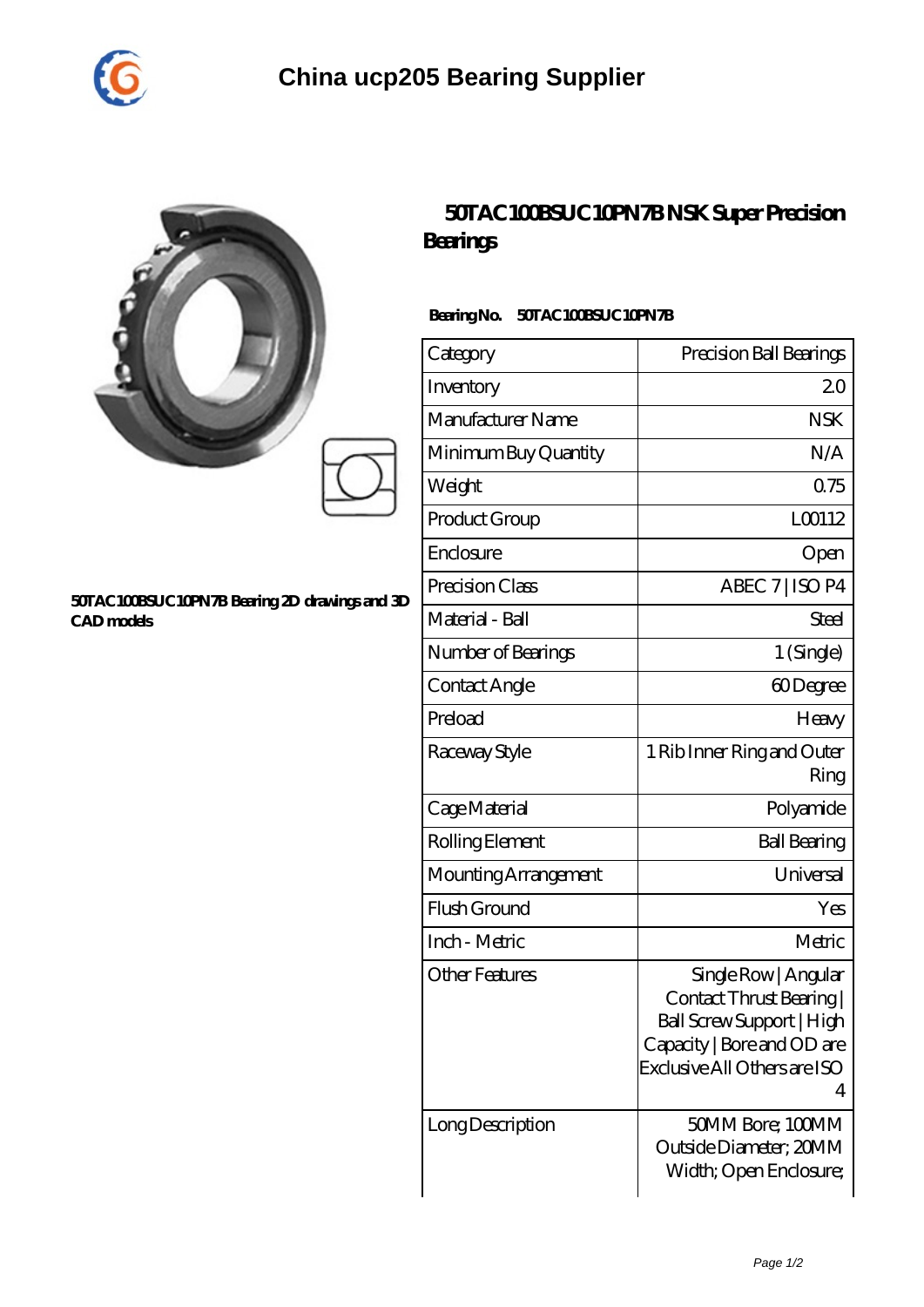# China ucp205 Bearing Supplier

## 50TAC100BSUC10PN7B NSK Super Precision Bearings

50TAC100BSUC10PN7B Bearing 2D drawings and 3D CAD models

**Bearing No.** 50TAC100BSUC10PN7B

| Category | Precision Ball Bearings |
|---|---|
| Inventory | 2.0 |
| Manufacturer Name | NSK |
| Minimum Buy Quantity | N/A |
| Weight | 0.75 |
| Product Group | L00112 |
| Enclosure | Open |
| Precision Class | ABEC 7 \| ISO P4 |
| Material - Ball | Steel |
| Number of Bearings | 1 (Single) |
| Contact Angle | 60 Degree |
| Preload | Heavy |
| Raceway Style | 1 Rib Inner Ring and Outer Ring |
| Cage Material | Polyamide |
| Rolling Element | Ball Bearing |
| Mounting Arrangement | Universal |
| Flush Ground | Yes |
| Inch - Metric | Metric |
| Other Features | Single Row \| Angular Contact Thrust Bearing \| Ball Screw Support \| High Capacity \| Bore and OD are Exclusive All Others are ISO 4 |
| Long Description | 50MM Bore; 100MM Outside Diameter; 20MM Width; Open Enclosure; |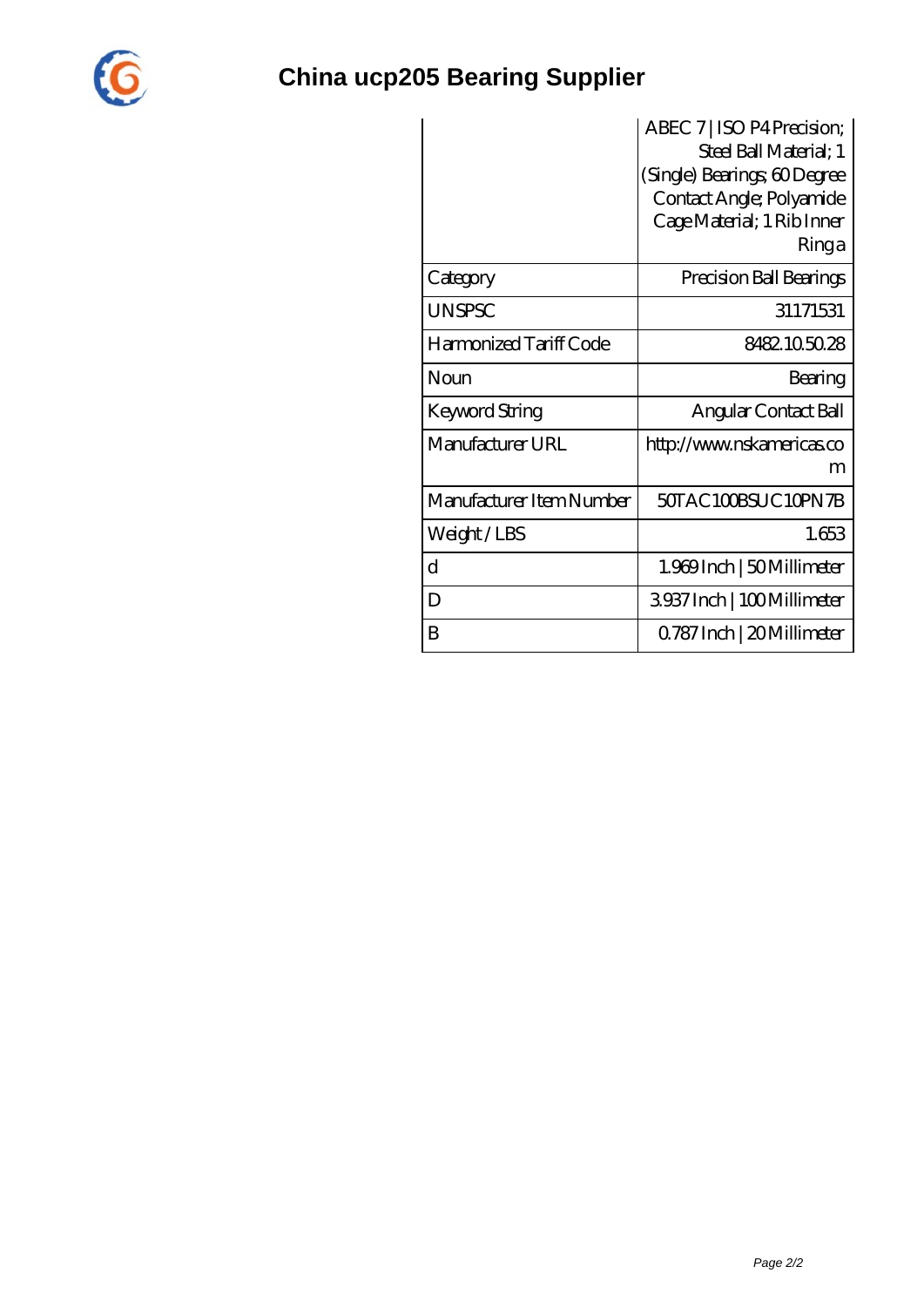# China ucp205 Bearing Supplier

| | |
|---|---|
| | ABEC 7 \| ISO P4 Precision; Steel Ball Material; 1 (Single) Bearings; 60 Degree Contact Angle; Polyamide Cage Material; 1 Rib Inner Ringa |
| Category | Precision Ball Bearings |
| UNSPSC | 31171531 |
| Harmonized Tariff Code | 8482.10.50.28 |
| Noun | Bearing |
| Keyword String | Angular Contact Ball |
| Manufacturer URL | http://www.nskamericas.com |
| Manufacturer Item Number | 50TAC100BSUC10PN7B |
| Weight / LBS | 1.653 |
| d | 1.969 Inch \| 50 Millimeter |
| D | 3.937 Inch \| 100 Millimeter |
| B | 0.787 Inch \| 20 Millimeter |